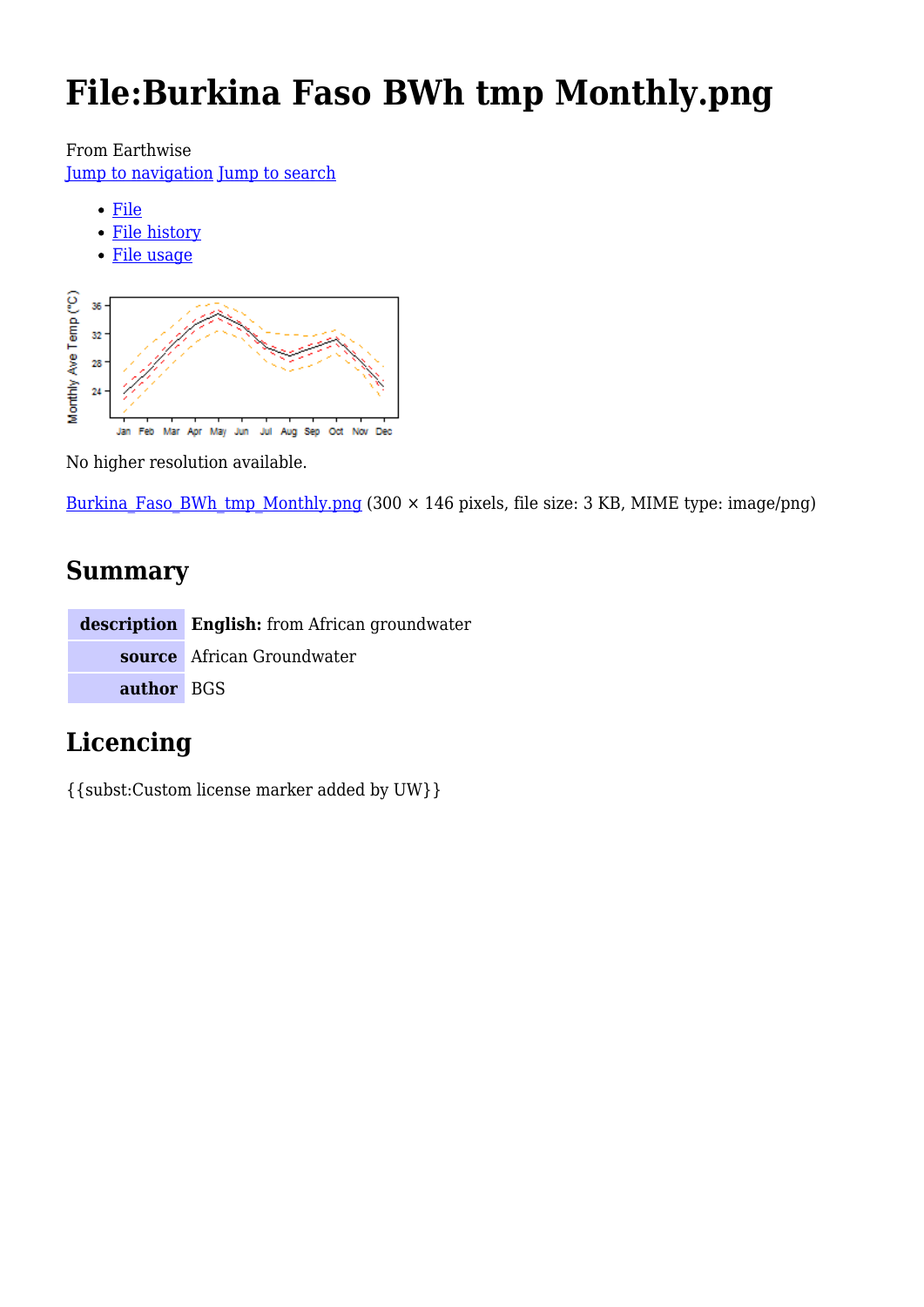# File:Burkina Faso BWh tmp Monthly.png

From Earthwise

Jump to navigation Jump to search

- File
- File history
- File usage

No higher resolution available.

Burkina_Faso_BWh_tmp_Monthly.png (300 × 146 pixels, file size: 3 KB, MIME type: image/png)

## Summary

| | |
|---|---|
| **description** | **English:** from African groundwater |
| **source** | African Groundwater |
| **author** | BGS |

## Licencing

{{subst:Custom license marker added by UW}}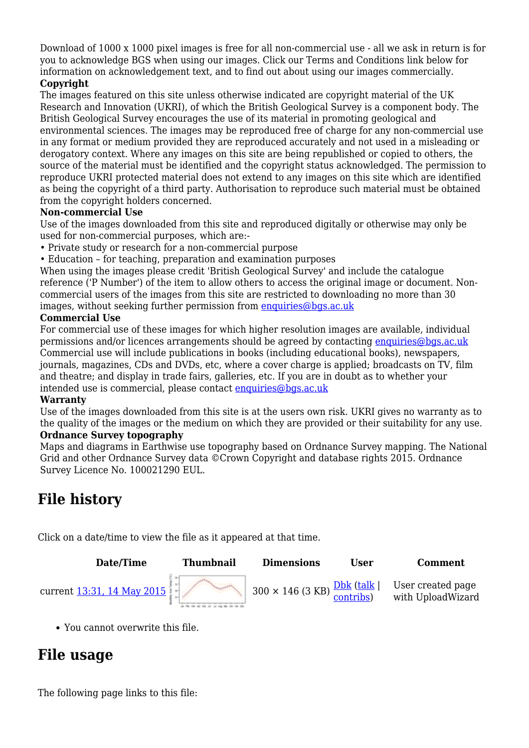Download of 1000 x 1000 pixel images is free for all non-commercial use - all we ask in return is for you to acknowledge BGS when using our images. Click our Terms and Conditions link below for information on acknowledgement text, and to find out about using our images commercially.

**Copyright**

The images featured on this site unless otherwise indicated are copyright material of the UK Research and Innovation (UKRI), of which the British Geological Survey is a component body. The British Geological Survey encourages the use of its material in promoting geological and environmental sciences. The images may be reproduced free of charge for any non-commercial use in any format or medium provided they are reproduced accurately and not used in a misleading or derogatory context. Where any images on this site are being republished or copied to others, the source of the material must be identified and the copyright status acknowledged. The permission to reproduce UKRI protected material does not extend to any images on this site which are identified as being the copyright of a third party. Authorisation to reproduce such material must be obtained from the copyright holders concerned.

**Non-commercial Use**

Use of the images downloaded from this site and reproduced digitally or otherwise may only be used for non-commercial purposes, which are:-

- Private study or research for a non-commercial purpose
- Education – for teaching, preparation and examination purposes

When using the images please credit 'British Geological Survey' and include the catalogue reference ('P Number') of the item to allow others to access the original image or document. Non-commercial users of the images from this site are restricted to downloading no more than 30 images, without seeking further permission from enquiries@bgs.ac.uk

**Commercial Use**

For commercial use of these images for which higher resolution images are available, individual permissions and/or licences arrangements should be agreed by contacting enquiries@bgs.ac.uk Commercial use will include publications in books (including educational books), newspapers, journals, magazines, CDs and DVDs, etc, where a cover charge is applied; broadcasts on TV, film and theatre; and display in trade fairs, galleries, etc. If you are in doubt as to whether your intended use is commercial, please contact enquiries@bgs.ac.uk

**Warranty**

Use of the images downloaded from this site is at the users own risk. UKRI gives no warranty as to the quality of the images or the medium on which they are provided or their suitability for any use.

**Ordnance Survey topography**

Maps and diagrams in Earthwise use topography based on Ordnance Survey mapping. The National Grid and other Ordnance Survey data ©Crown Copyright and database rights 2015. Ordnance Survey Licence No. 100021290 EUL.

## File history

Click on a date/time to view the file as it appeared at that time.

| | Date/Time | Thumbnail | Dimensions | User | Comment |
|---|---|---|---|---|---|
| current | 13:31, 14 May 2015 | | 300 × 146 (3 KB) | Dbk (talk \| contribs) | User created page with UploadWizard |

- You cannot overwrite this file.

## File usage

The following page links to this file: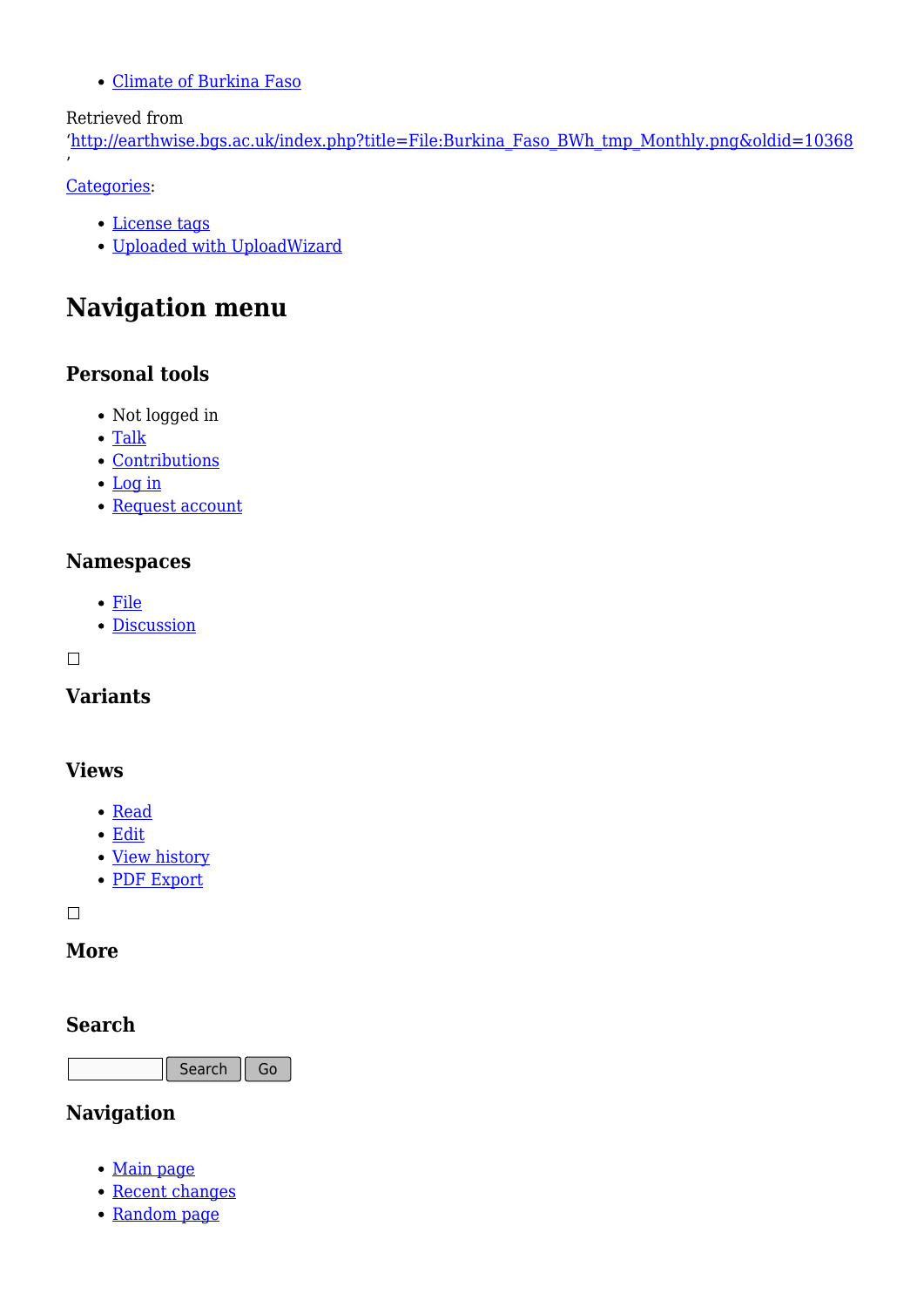- Climate of Burkina Faso

Retrieved from
'http://earthwise.bgs.ac.uk/index.php?title=File:Burkina_Faso_BWh_tmp_Monthly.png&oldid=10368'

Categories:

- License tags
- Uploaded with UploadWizard

# Navigation menu

### Personal tools

- Not logged in
- Talk
- Contributions
- Log in
- Request account

### Namespaces

- File
- Discussion

### Variants

### Views

- Read
- Edit
- View history
- PDF Export

### More

### Search

Search Go

### Navigation

- Main page
- Recent changes
- Random page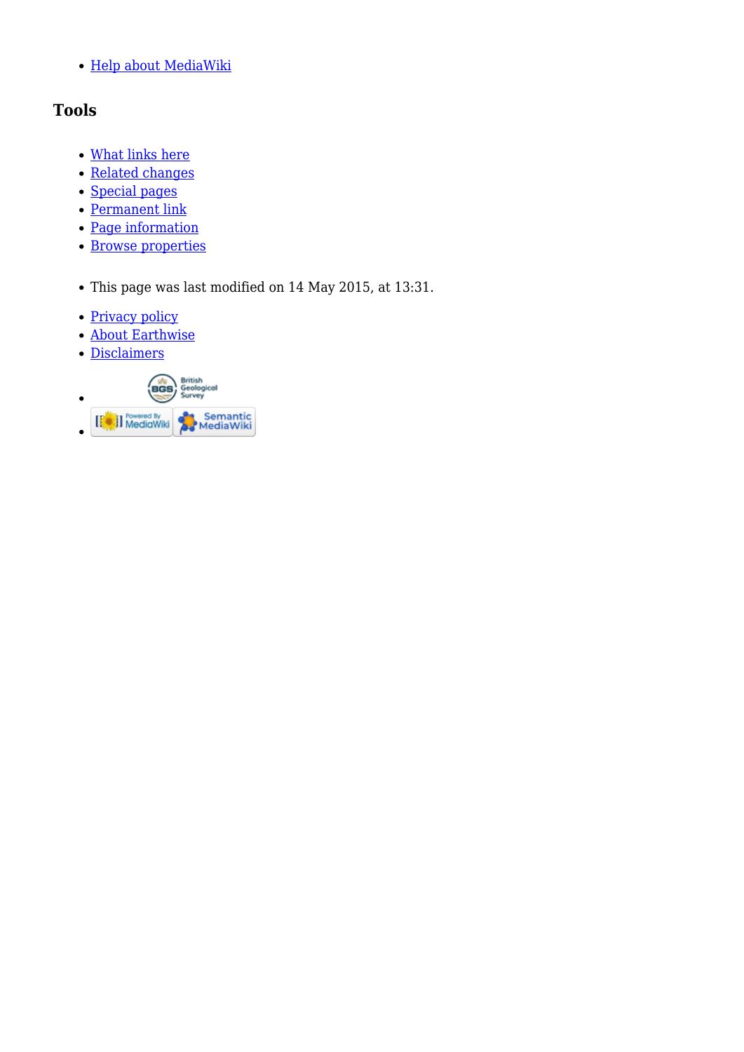- Help about MediaWiki

## Tools

- What links here
- Related changes
- Special pages
- Permanent link
- Page information
- Browse properties

- This page was last modified on 14 May 2015, at 13:31.

- Privacy policy
- About Earthwise
- Disclaimers